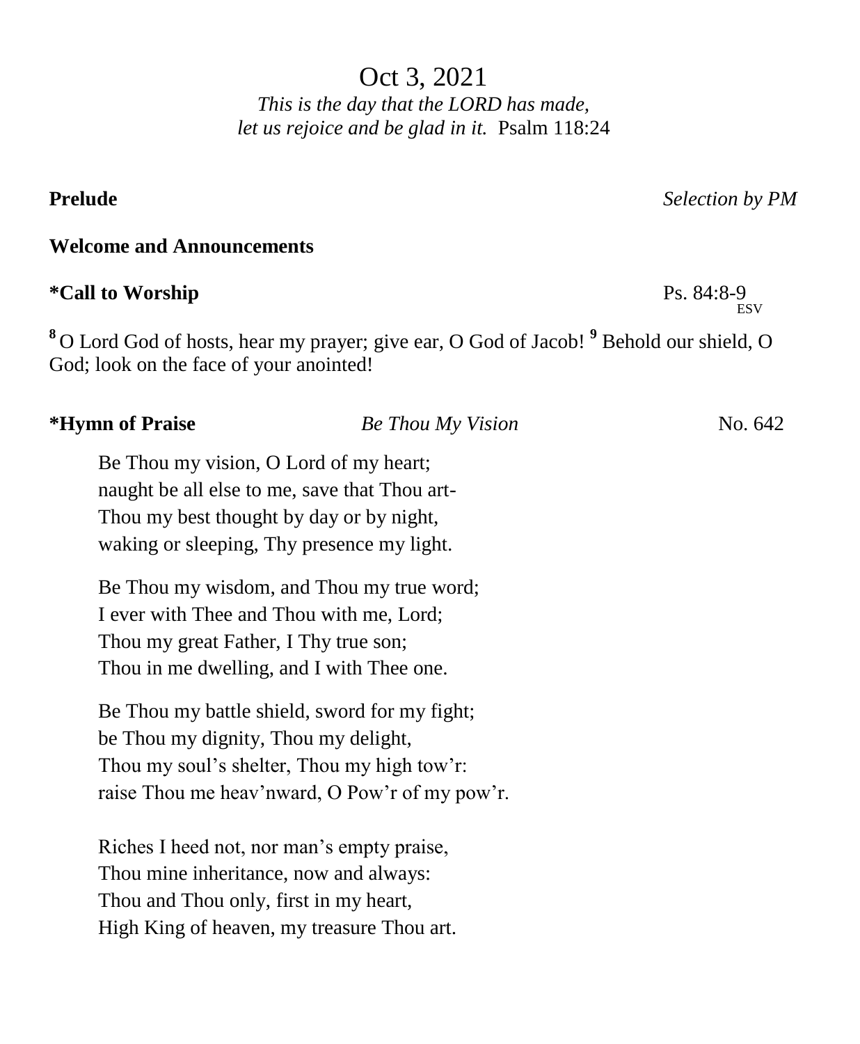# Oct 3, 2021

*This is the day that the LORD has made,*
*let us rejoice and be glad in it.* Psalm 118:24

**Prelude** *Selection by PM*

**Welcome and Announcements**

**\*Call to Worship** Ps. 84:8-9 ESV

[8] O Lord God of hosts, hear my prayer; give ear, O God of Jacob! [9] Behold our shield, O God; look on the face of your anointed!

**\*Hymn of Praise** *Be Thou My Vision* No. 642

Be Thou my vision, O Lord of my heart;
naught be all else to me, save that Thou art-
Thou my best thought by day or by night,
waking or sleeping, Thy presence my light.

Be Thou my wisdom, and Thou my true word;
I ever with Thee and Thou with me, Lord;
Thou my great Father, I Thy true son;
Thou in me dwelling, and I with Thee one.

Be Thou my battle shield, sword for my fight;
be Thou my dignity, Thou my delight,
Thou my soul's shelter, Thou my high tow'r:
raise Thou me heav'nward, O Pow'r of my pow'r.

Riches I heed not, nor man's empty praise,
Thou mine inheritance, now and always:
Thou and Thou only, first in my heart,
High King of heaven, my treasure Thou art.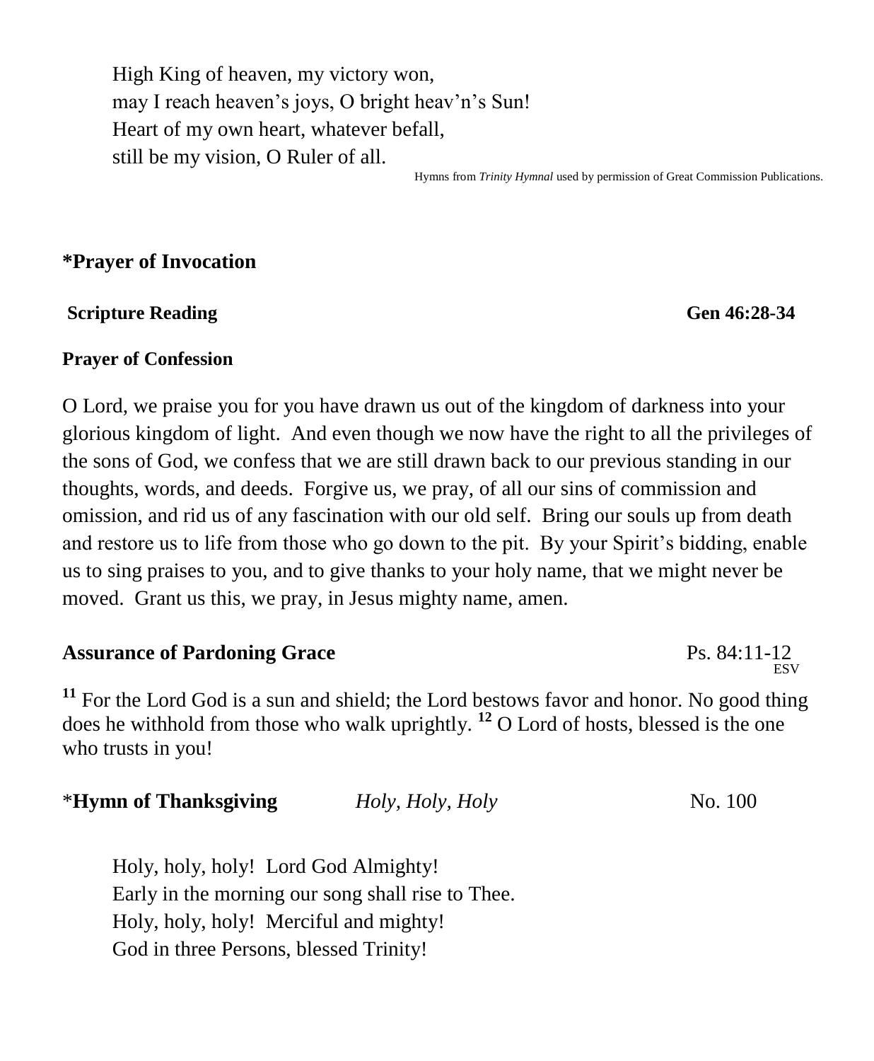High King of heaven, my victory won,  
may I reach heaven's joys, O bright heav'n's Sun!  
Heart of my own heart, whatever befall,  
still be my vision, O Ruler of all.

Hymns from *Trinity Hymnal* used by permission of Great Commission Publications.

**\*Prayer of Invocation**

**Scripture Reading** **Gen 46:28-34**

**Prayer of Confession**

O Lord, we praise you for you have drawn us out of the kingdom of darkness into your glorious kingdom of light. And even though we now have the right to all the privileges of the sons of God, we confess that we are still drawn back to our previous standing in our thoughts, words, and deeds. Forgive us, we pray, of all our sins of commission and omission, and rid us of any fascination with our old self. Bring our souls up from death and restore us to life from those who go down to the pit. By your Spirit's bidding, enable us to sing praises to you, and to give thanks to your holy name, that we might never be moved. Grant us this, we pray, in Jesus mighty name, amen.

**Assurance of Pardoning Grace** Ps. 84:11-12 ESV

**11** For the Lord God is a sun and shield; the Lord bestows favor and honor. No good thing does he withhold from those who walk uprightly. **12** O Lord of hosts, blessed is the one who trusts in you!

\***Hymn of Thanksgiving** *Holy, Holy, Holy* No. 100

Holy, holy, holy! Lord God Almighty!  
Early in the morning our song shall rise to Thee.  
Holy, holy, holy! Merciful and mighty!  
God in three Persons, blessed Trinity!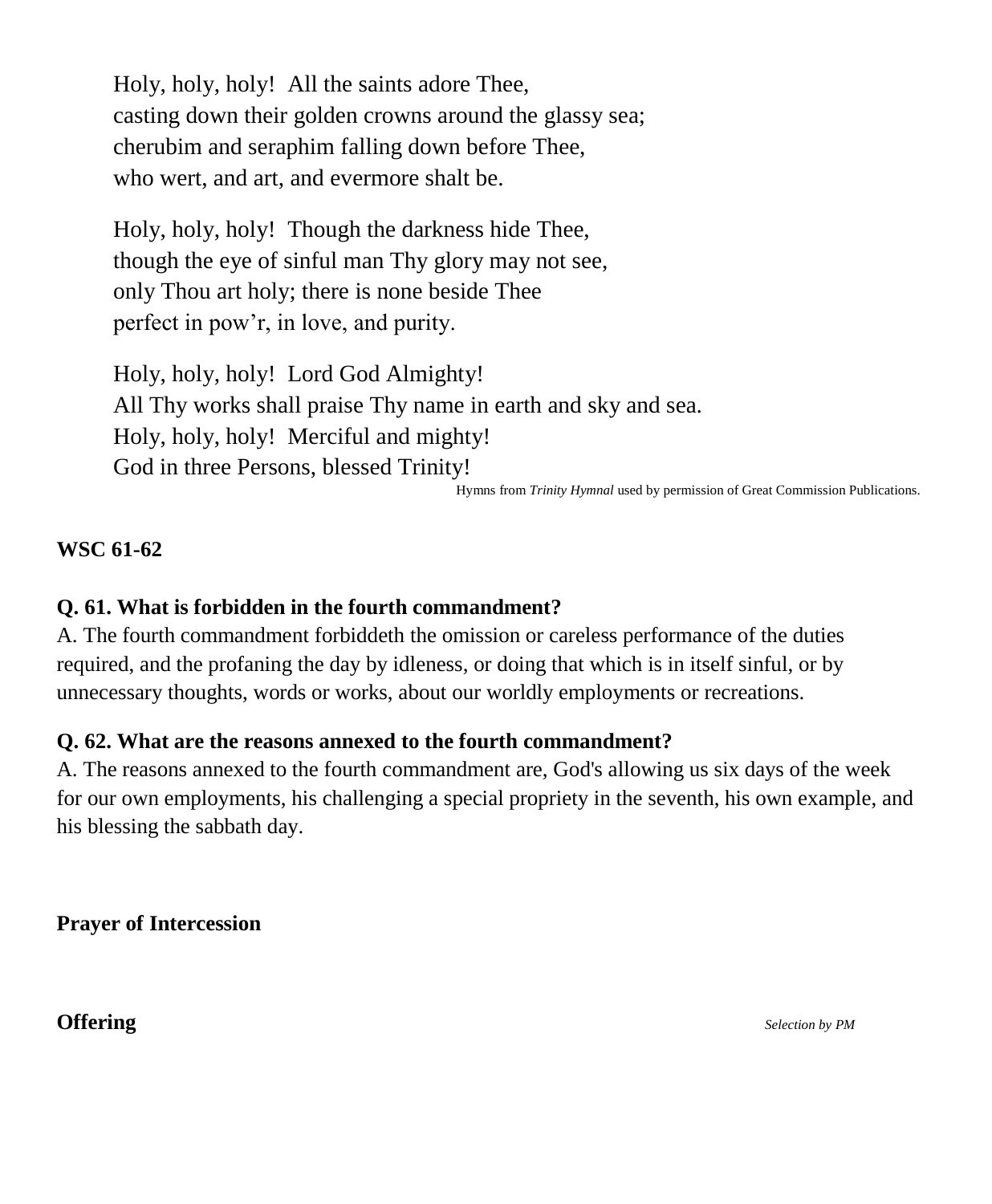Holy, holy, holy! All the saints adore Thee,
casting down their golden crowns around the glassy sea;
cherubim and seraphim falling down before Thee,
who wert, and art, and evermore shalt be.

Holy, holy, holy! Though the darkness hide Thee,
though the eye of sinful man Thy glory may not see,
only Thou art holy; there is none beside Thee
perfect in pow'r, in love, and purity.

Holy, holy, holy! Lord God Almighty!
All Thy works shall praise Thy name in earth and sky and sea.
Holy, holy, holy! Merciful and mighty!
God in three Persons, blessed Trinity!

Hymns from *Trinity Hymnal* used by permission of Great Commission Publications.

**WSC 61-62**

**Q. 61. What is forbidden in the fourth commandment?**
A. The fourth commandment forbiddeth the omission or careless performance of the duties required, and the profaning the day by idleness, or doing that which is in itself sinful, or by unnecessary thoughts, words or works, about our worldly employments or recreations.

**Q. 62. What are the reasons annexed to the fourth commandment?**
A. The reasons annexed to the fourth commandment are, God's allowing us six days of the week for our own employments, his challenging a special propriety in the seventh, his own example, and his blessing the sabbath day.

**Prayer of Intercession**

**Offering** *Selection by PM*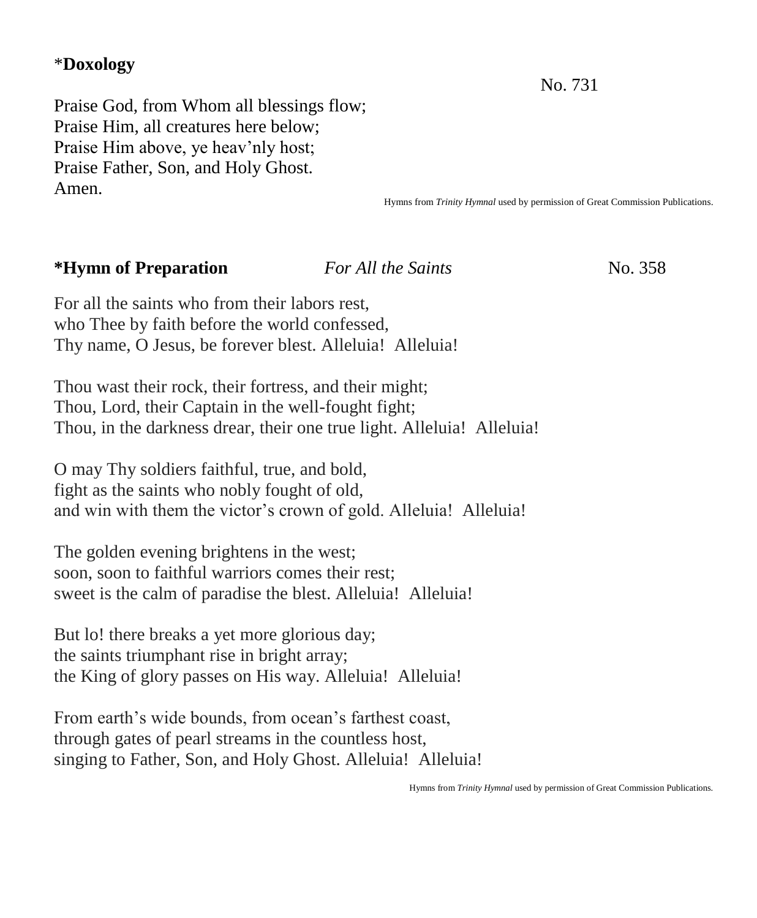**\*Doxology**

No. 731

Praise God, from Whom all blessings flow;
Praise Him, all creatures here below;
Praise Him above, ye heav'nly host;
Praise Father, Son, and Holy Ghost.
Amen.

Hymns from *Trinity Hymnal* used by permission of Great Commission Publications.

**\*Hymn of Preparation** *For All the Saints* No. 358

For all the saints who from their labors rest,
who Thee by faith before the world confessed,
Thy name, O Jesus, be forever blest. Alleluia! Alleluia!

Thou wast their rock, their fortress, and their might;
Thou, Lord, their Captain in the well-fought fight;
Thou, in the darkness drear, their one true light. Alleluia! Alleluia!

O may Thy soldiers faithful, true, and bold,
fight as the saints who nobly fought of old,
and win with them the victor's crown of gold. Alleluia! Alleluia!

The golden evening brightens in the west;
soon, soon to faithful warriors comes their rest;
sweet is the calm of paradise the blest. Alleluia! Alleluia!

But lo! there breaks a yet more glorious day;
the saints triumphant rise in bright array;
the King of glory passes on His way. Alleluia! Alleluia!

From earth's wide bounds, from ocean's farthest coast,
through gates of pearl streams in the countless host,
singing to Father, Son, and Holy Ghost. Alleluia! Alleluia!

Hymns from *Trinity Hymnal* used by permission of Great Commission Publications.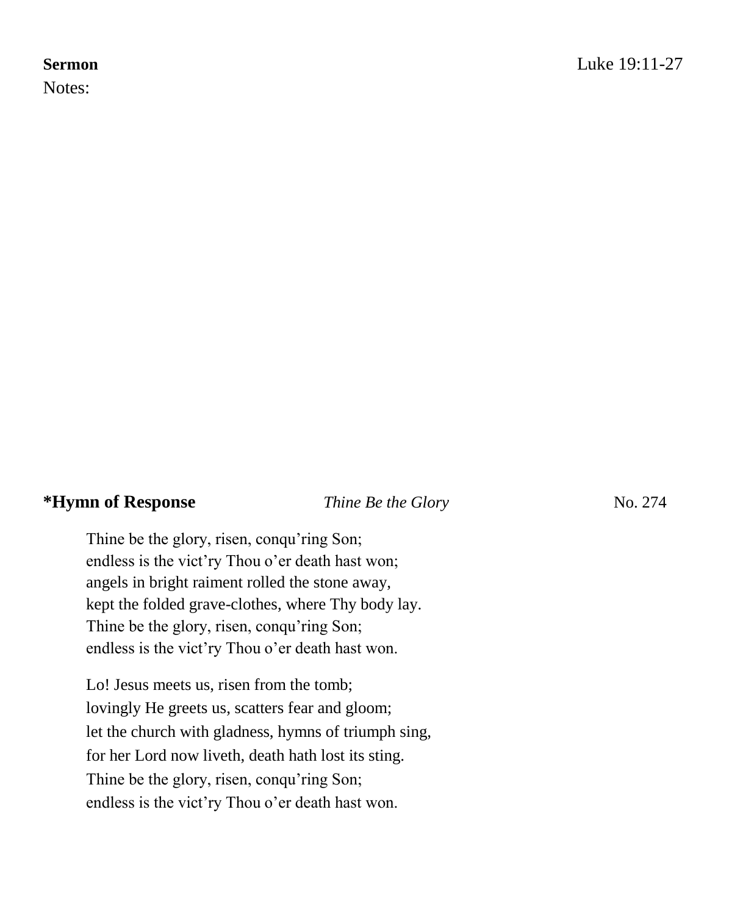**Sermon** Luke 19:11-27

Notes:

**\*Hymn of Response** *Thine Be the Glory* No. 274

Thine be the glory, risen, conqu'ring Son;
endless is the vict'ry Thou o'er death hast won;
angels in bright raiment rolled the stone away,
kept the folded grave-clothes, where Thy body lay.
Thine be the glory, risen, conqu'ring Son;
endless is the vict'ry Thou o'er death hast won.

Lo! Jesus meets us, risen from the tomb;
lovingly He greets us, scatters fear and gloom;
let the church with gladness, hymns of triumph sing,
for her Lord now liveth, death hath lost its sting.
Thine be the glory, risen, conqu'ring Son;
endless is the vict'ry Thou o'er death hast won.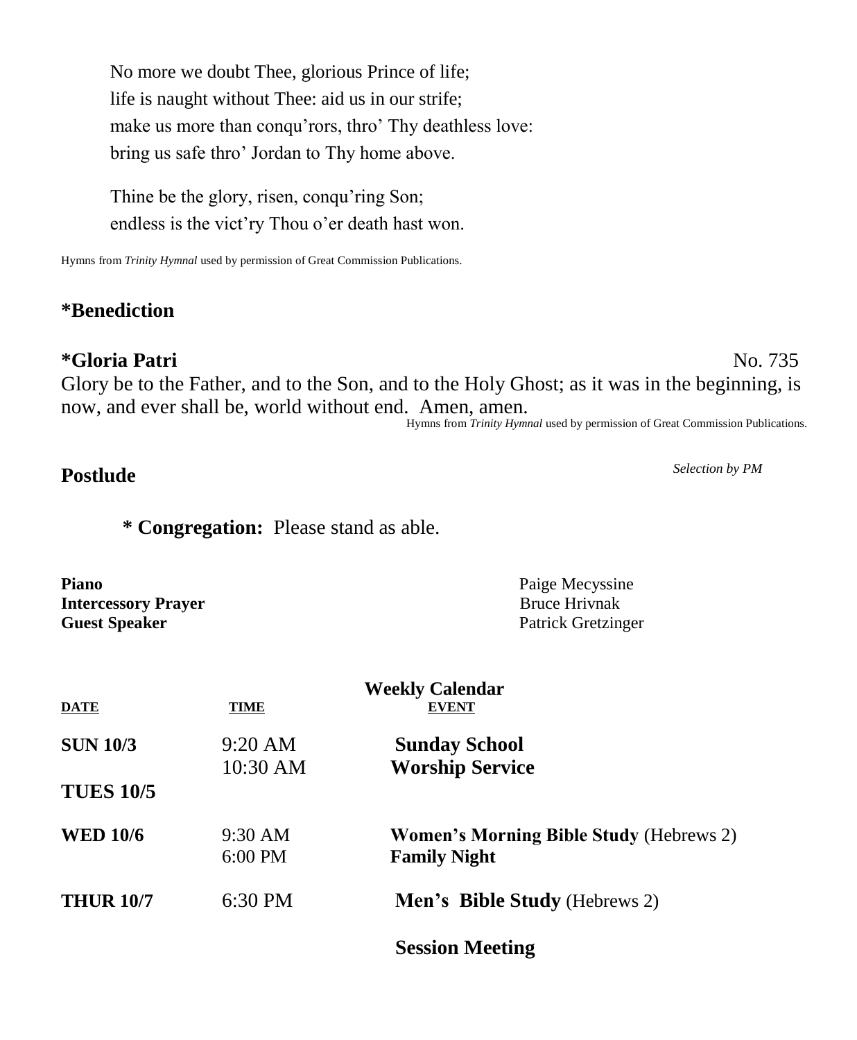No more we doubt Thee, glorious Prince of life;
life is naught without Thee: aid us in our strife;
make us more than conqu'rors, thro' Thy deathless love:
bring us safe thro' Jordan to Thy home above.

Thine be the glory, risen, conqu'ring Son;
endless is the vict'ry Thou o'er death hast won.

Hymns from *Trinity Hymnal* used by permission of Great Commission Publications.

## *Benediction

## *Gloria Patri — No. 735

Glory be to the Father, and to the Son, and to the Holy Ghost; as it was in the beginning, is now, and ever shall be, world without end. Amen, amen.

Hymns from *Trinity Hymnal* used by permission of Great Commission Publications.

## Postlude

*Selection by PM*

**\* Congregation:** Please stand as able.

**Piano** — Paige Mecyssine
**Intercessory Prayer** — Bruce Hrivnak
**Guest Speaker** — Patrick Gretzinger

### Weekly Calendar

| DATE | TIME | EVENT |
|---|---|---|
| **SUN 10/3** | 9:20 AM | **Sunday School** |
| | 10:30 AM | **Worship Service** |
| **TUES 10/5** | | |
| **WED 10/6** | 9:30 AM | **Women's Morning Bible Study** (Hebrews 2) |
| | 6:00 PM | **Family Night** |
| **THUR 10/7** | 6:30 PM | **Men's Bible Study** (Hebrews 2) |
| | | **Session Meeting** |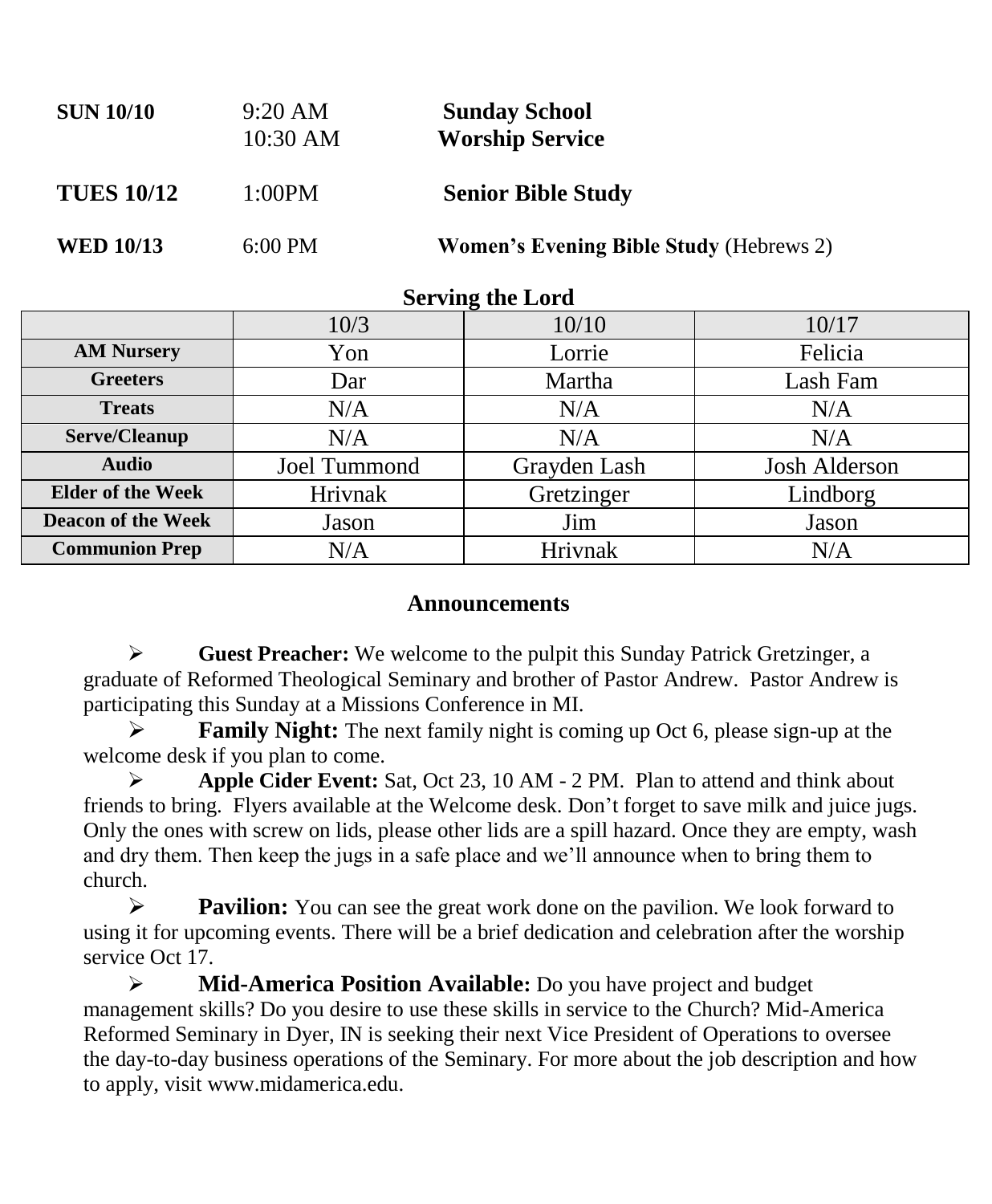| | | |
|---|---|---|
| **SUN 10/10** | 9:20 AM | **Sunday School** |
| | 10:30 AM | **Worship Service** |
| **TUES 10/12** | 1:00PM | **Senior Bible Study** |
| **WED 10/13** | 6:00 PM | **Women's Evening Bible Study** (Hebrews 2) |

## Serving the Lord

| | 10/3 | 10/10 | 10/17 |
|---|---|---|---|
| **AM Nursery** | Yon | Lorrie | Felicia |
| **Greeters** | Dar | Martha | Lash Fam |
| **Treats** | N/A | N/A | N/A |
| **Serve/Cleanup** | N/A | N/A | N/A |
| **Audio** | Joel Tummond | Grayden Lash | Josh Alderson |
| **Elder of the Week** | Hrivnak | Gretzinger | Lindborg |
| **Deacon of the Week** | Jason | Jim | Jason |
| **Communion Prep** | N/A | Hrivnak | N/A |

## Announcements

- **Guest Preacher:** We welcome to the pulpit this Sunday Patrick Gretzinger, a graduate of Reformed Theological Seminary and brother of Pastor Andrew. Pastor Andrew is participating this Sunday at a Missions Conference in MI.
- **Family Night:** The next family night is coming up Oct 6, please sign-up at the welcome desk if you plan to come.
- **Apple Cider Event:** Sat, Oct 23, 10 AM - 2 PM. Plan to attend and think about friends to bring. Flyers available at the Welcome desk. Don't forget to save milk and juice jugs. Only the ones with screw on lids, please other lids are a spill hazard. Once they are empty, wash and dry them. Then keep the jugs in a safe place and we'll announce when to bring them to church.
- **Pavilion:** You can see the great work done on the pavilion. We look forward to using it for upcoming events. There will be a brief dedication and celebration after the worship service Oct 17.
- **Mid-America Position Available:** Do you have project and budget management skills? Do you desire to use these skills in service to the Church? Mid-America Reformed Seminary in Dyer, IN is seeking their next Vice President of Operations to oversee the day-to-day business operations of the Seminary. For more about the job description and how to apply, visit www.midamerica.edu.